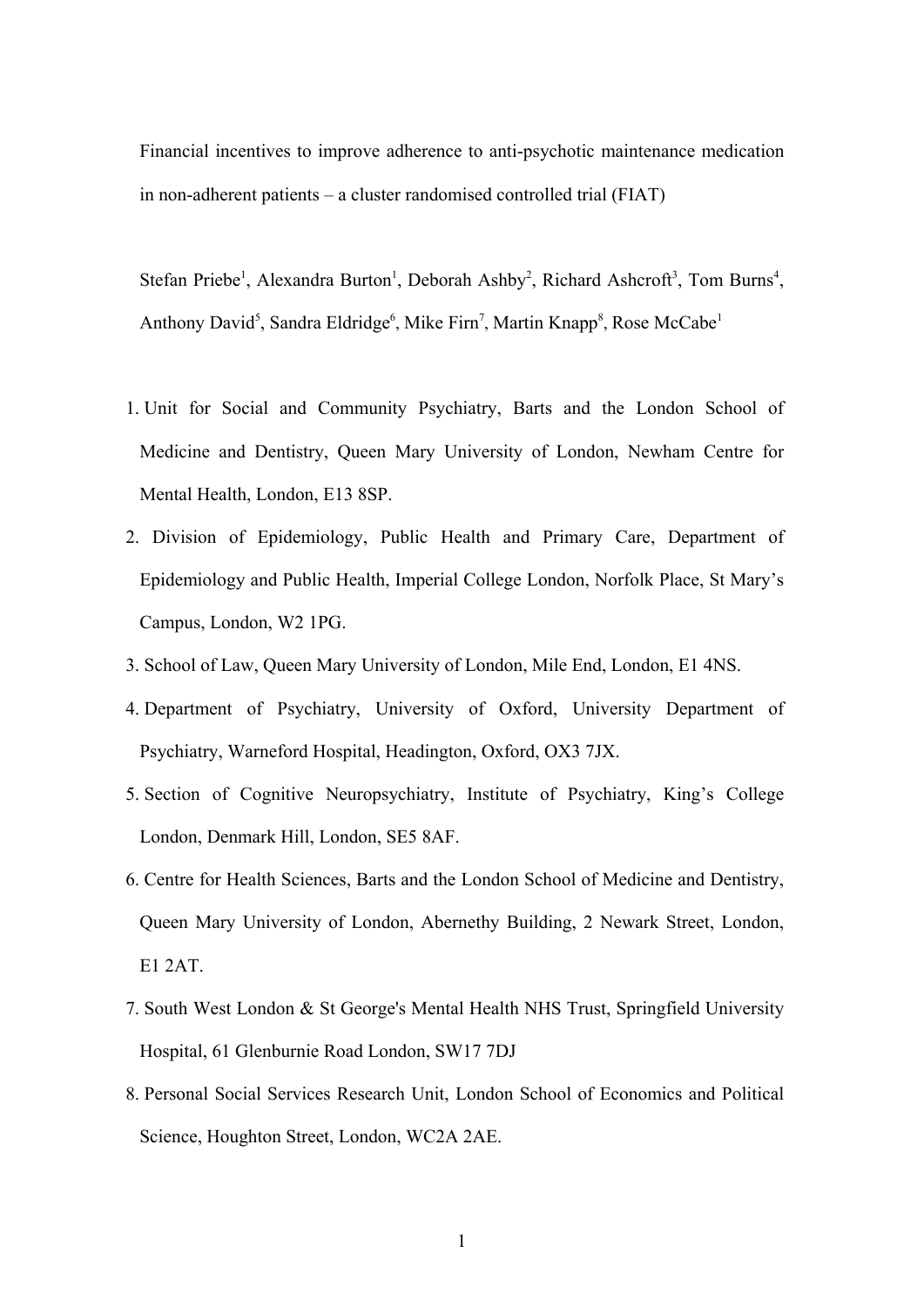# Financial incentives to improve adherence to anti-psychotic maintenance medication in non-adherent patients – a cluster randomised controlled trial (FIAT)

Stefan Priebe[1], Alexandra Burton[1], Deborah Ashby[2], Richard Ashcroft[3], Tom Burns[4], Anthony David[5], Sandra Eldridge[6], Mike Firn[7], Martin Knapp[8], Rose McCabe[1]

1. Unit for Social and Community Psychiatry, Barts and the London School of Medicine and Dentistry, Queen Mary University of London, Newham Centre for Mental Health, London, E13 8SP.
2. Division of Epidemiology, Public Health and Primary Care, Department of Epidemiology and Public Health, Imperial College London, Norfolk Place, St Mary's Campus, London, W2 1PG.
3. School of Law, Queen Mary University of London, Mile End, London, E1 4NS.
4. Department of Psychiatry, University of Oxford, University Department of Psychiatry, Warneford Hospital, Headington, Oxford, OX3 7JX.
5. Section of Cognitive Neuropsychiatry, Institute of Psychiatry, King's College London, Denmark Hill, London, SE5 8AF.
6. Centre for Health Sciences, Barts and the London School of Medicine and Dentistry, Queen Mary University of London, Abernethy Building, 2 Newark Street, London, E1 2AT.
7. South West London & St George's Mental Health NHS Trust, Springfield University Hospital, 61 Glenburnie Road London, SW17 7DJ
8. Personal Social Services Research Unit, London School of Economics and Political Science, Houghton Street, London, WC2A 2AE.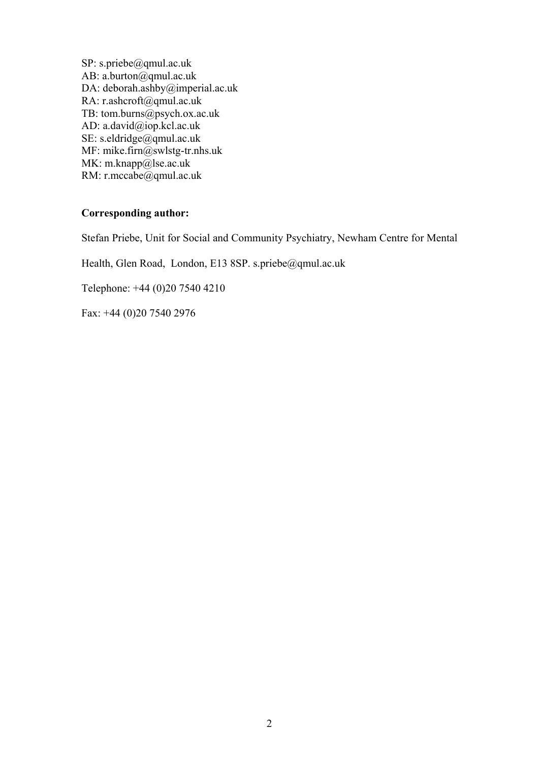SP: s.priebe@qmul.ac.uk
AB: a.burton@qmul.ac.uk
DA: deborah.ashby@imperial.ac.uk
RA: r.ashcroft@qmul.ac.uk
TB: tom.burns@psych.ox.ac.uk
AD: a.david@iop.kcl.ac.uk
SE: s.eldridge@qmul.ac.uk
MF: mike.firn@swlstg-tr.nhs.uk
MK: m.knapp@lse.ac.uk
RM: r.mccabe@qmul.ac.uk

**Corresponding author:**

Stefan Priebe, Unit for Social and Community Psychiatry, Newham Centre for Mental Health, Glen Road, London, E13 8SP. s.priebe@qmul.ac.uk

Telephone: +44 (0)20 7540 4210

Fax: +44 (0)20 7540 2976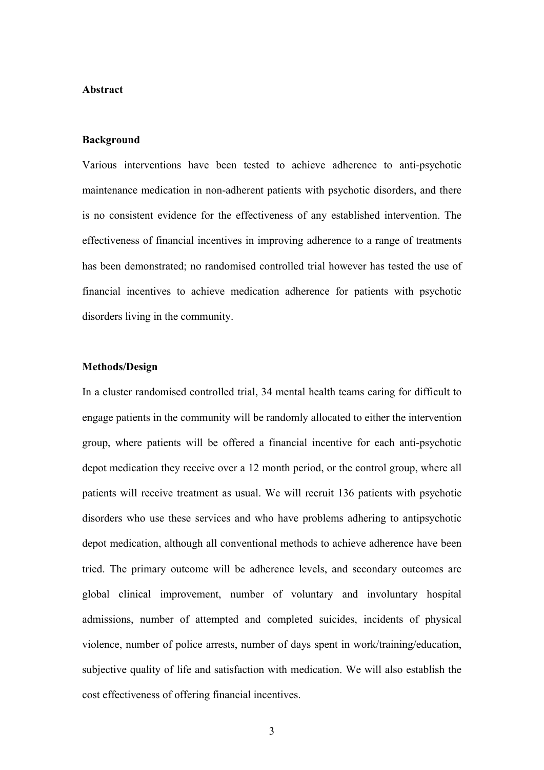## Abstract

### Background

Various interventions have been tested to achieve adherence to anti-psychotic maintenance medication in non-adherent patients with psychotic disorders, and there is no consistent evidence for the effectiveness of any established intervention. The effectiveness of financial incentives in improving adherence to a range of treatments has been demonstrated; no randomised controlled trial however has tested the use of financial incentives to achieve medication adherence for patients with psychotic disorders living in the community.

### Methods/Design

In a cluster randomised controlled trial, 34 mental health teams caring for difficult to engage patients in the community will be randomly allocated to either the intervention group, where patients will be offered a financial incentive for each anti-psychotic depot medication they receive over a 12 month period, or the control group, where all patients will receive treatment as usual. We will recruit 136 patients with psychotic disorders who use these services and who have problems adhering to antipsychotic depot medication, although all conventional methods to achieve adherence have been tried. The primary outcome will be adherence levels, and secondary outcomes are global clinical improvement, number of voluntary and involuntary hospital admissions, number of attempted and completed suicides, incidents of physical violence, number of police arrests, number of days spent in work/training/education, subjective quality of life and satisfaction with medication. We will also establish the cost effectiveness of offering financial incentives.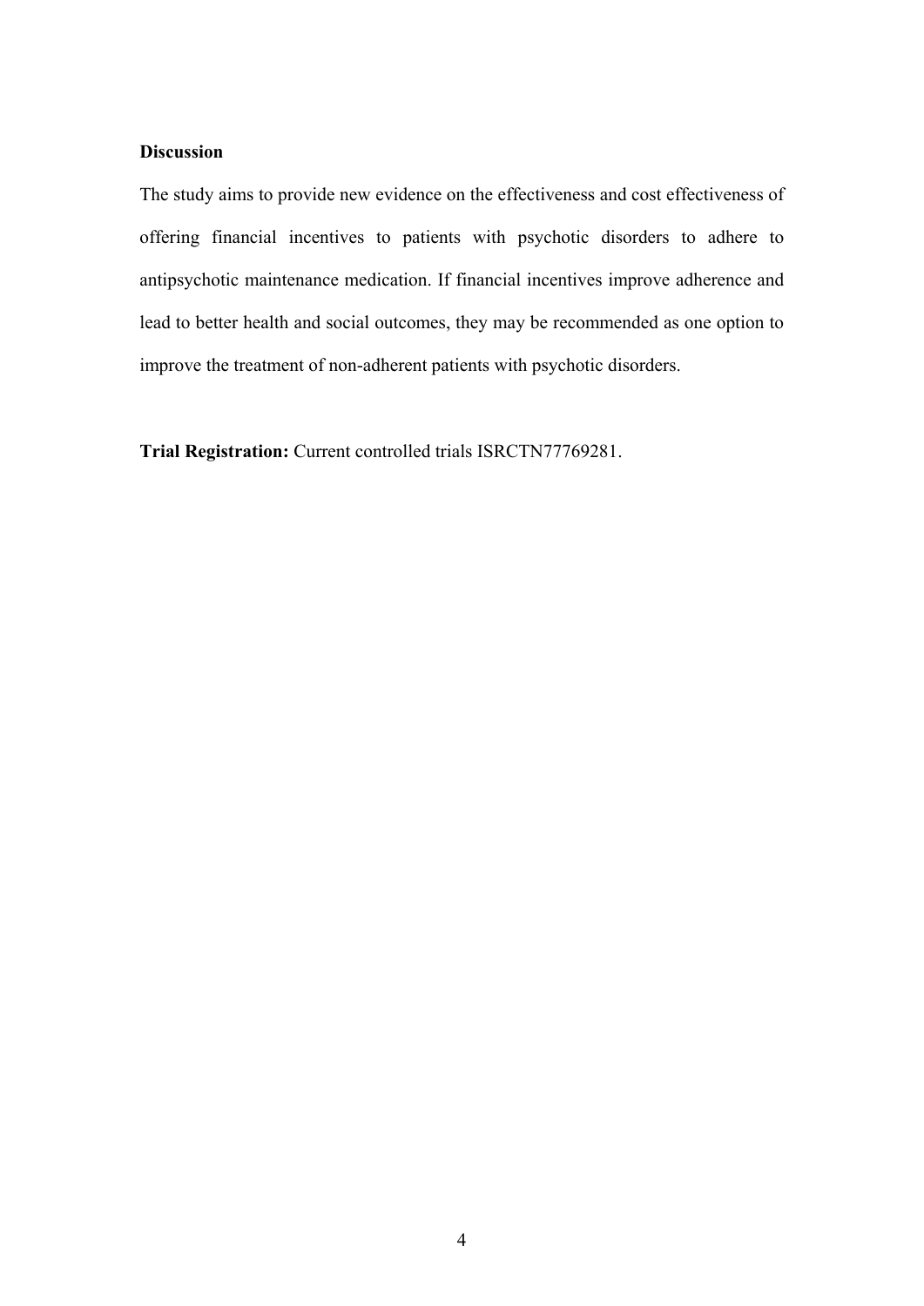**Discussion**

The study aims to provide new evidence on the effectiveness and cost effectiveness of offering financial incentives to patients with psychotic disorders to adhere to antipsychotic maintenance medication. If financial incentives improve adherence and lead to better health and social outcomes, they may be recommended as one option to improve the treatment of non-adherent patients with psychotic disorders.

**Trial Registration:** Current controlled trials ISRCTN77769281.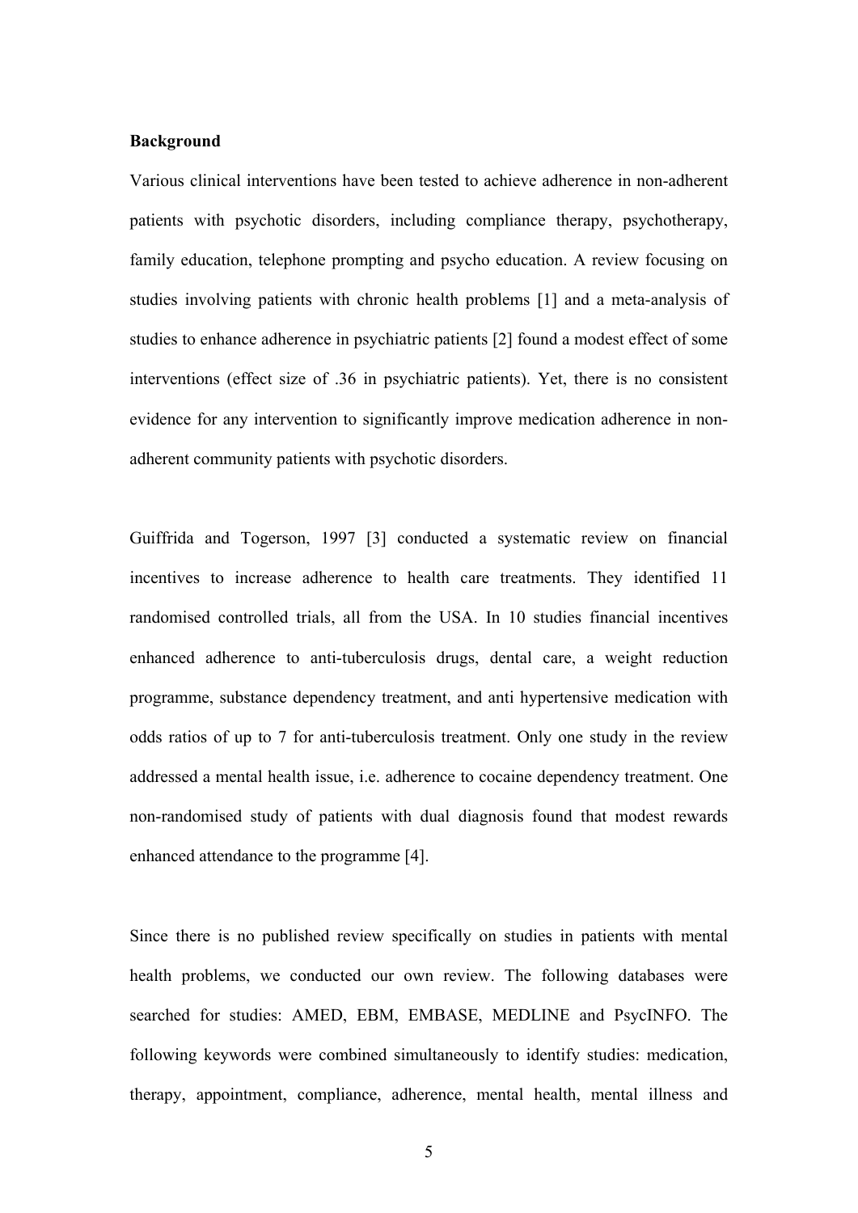**Background**

Various clinical interventions have been tested to achieve adherence in non-adherent patients with psychotic disorders, including compliance therapy, psychotherapy, family education, telephone prompting and psycho education. A review focusing on studies involving patients with chronic health problems [1] and a meta-analysis of studies to enhance adherence in psychiatric patients [2] found a modest effect of some interventions (effect size of .36 in psychiatric patients). Yet, there is no consistent evidence for any intervention to significantly improve medication adherence in non-adherent community patients with psychotic disorders.

Guiffrida and Togerson, 1997 [3] conducted a systematic review on financial incentives to increase adherence to health care treatments. They identified 11 randomised controlled trials, all from the USA. In 10 studies financial incentives enhanced adherence to anti-tuberculosis drugs, dental care, a weight reduction programme, substance dependency treatment, and anti hypertensive medication with odds ratios of up to 7 for anti-tuberculosis treatment. Only one study in the review addressed a mental health issue, i.e. adherence to cocaine dependency treatment. One non-randomised study of patients with dual diagnosis found that modest rewards enhanced attendance to the programme [4].

Since there is no published review specifically on studies in patients with mental health problems, we conducted our own review. The following databases were searched for studies: AMED, EBM, EMBASE, MEDLINE and PsycINFO. The following keywords were combined simultaneously to identify studies: medication, therapy, appointment, compliance, adherence, mental health, mental illness and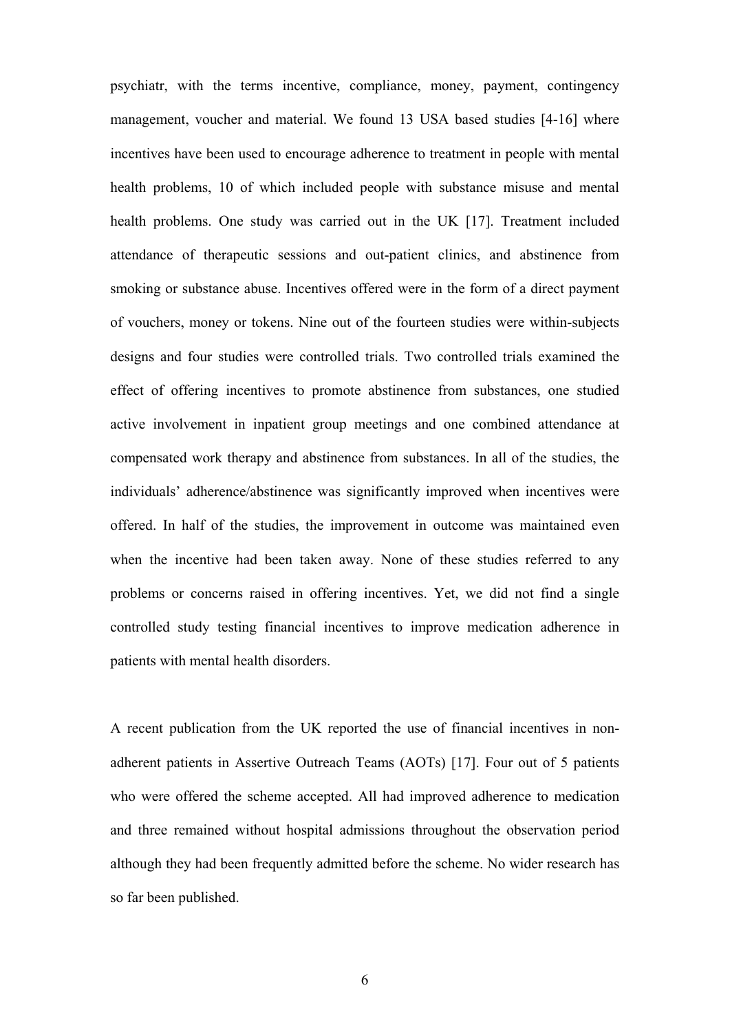psychiatr, with the terms incentive, compliance, money, payment, contingency management, voucher and material. We found 13 USA based studies [4-16] where incentives have been used to encourage adherence to treatment in people with mental health problems, 10 of which included people with substance misuse and mental health problems. One study was carried out in the UK [17]. Treatment included attendance of therapeutic sessions and out-patient clinics, and abstinence from smoking or substance abuse. Incentives offered were in the form of a direct payment of vouchers, money or tokens. Nine out of the fourteen studies were within-subjects designs and four studies were controlled trials. Two controlled trials examined the effect of offering incentives to promote abstinence from substances, one studied active involvement in inpatient group meetings and one combined attendance at compensated work therapy and abstinence from substances. In all of the studies, the individuals' adherence/abstinence was significantly improved when incentives were offered. In half of the studies, the improvement in outcome was maintained even when the incentive had been taken away. None of these studies referred to any problems or concerns raised in offering incentives. Yet, we did not find a single controlled study testing financial incentives to improve medication adherence in patients with mental health disorders.

A recent publication from the UK reported the use of financial incentives in non-adherent patients in Assertive Outreach Teams (AOTs) [17]. Four out of 5 patients who were offered the scheme accepted. All had improved adherence to medication and three remained without hospital admissions throughout the observation period although they had been frequently admitted before the scheme. No wider research has so far been published.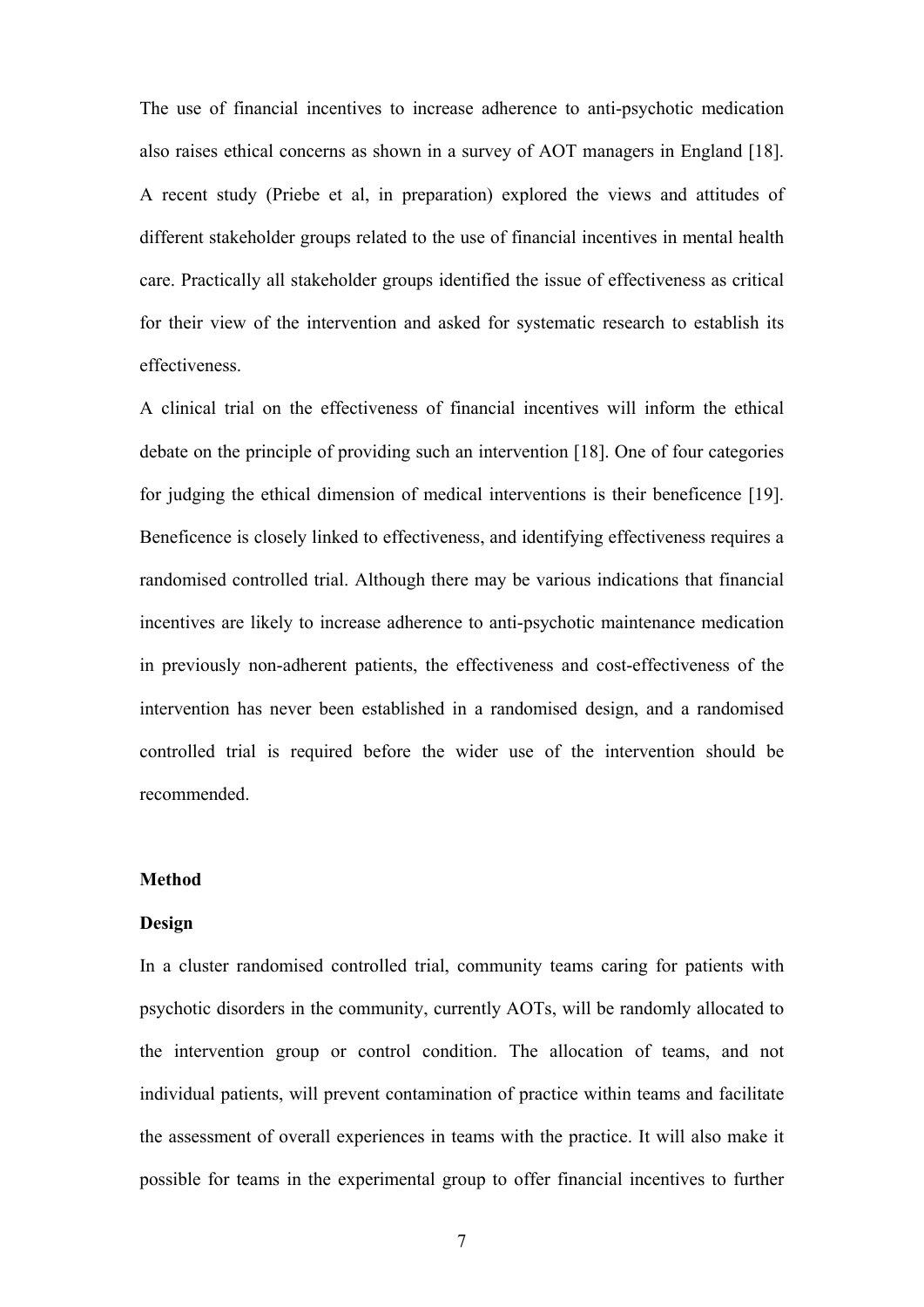The use of financial incentives to increase adherence to anti-psychotic medication also raises ethical concerns as shown in a survey of AOT managers in England [18]. A recent study (Priebe et al, in preparation) explored the views and attitudes of different stakeholder groups related to the use of financial incentives in mental health care. Practically all stakeholder groups identified the issue of effectiveness as critical for their view of the intervention and asked for systematic research to establish its effectiveness.

A clinical trial on the effectiveness of financial incentives will inform the ethical debate on the principle of providing such an intervention [18]. One of four categories for judging the ethical dimension of medical interventions is their beneficence [19]. Beneficence is closely linked to effectiveness, and identifying effectiveness requires a randomised controlled trial. Although there may be various indications that financial incentives are likely to increase adherence to anti-psychotic maintenance medication in previously non-adherent patients, the effectiveness and cost-effectiveness of the intervention has never been established in a randomised design, and a randomised controlled trial is required before the wider use of the intervention should be recommended.

## Method

### Design

In a cluster randomised controlled trial, community teams caring for patients with psychotic disorders in the community, currently AOTs, will be randomly allocated to the intervention group or control condition. The allocation of teams, and not individual patients, will prevent contamination of practice within teams and facilitate the assessment of overall experiences in teams with the practice. It will also make it possible for teams in the experimental group to offer financial incentives to further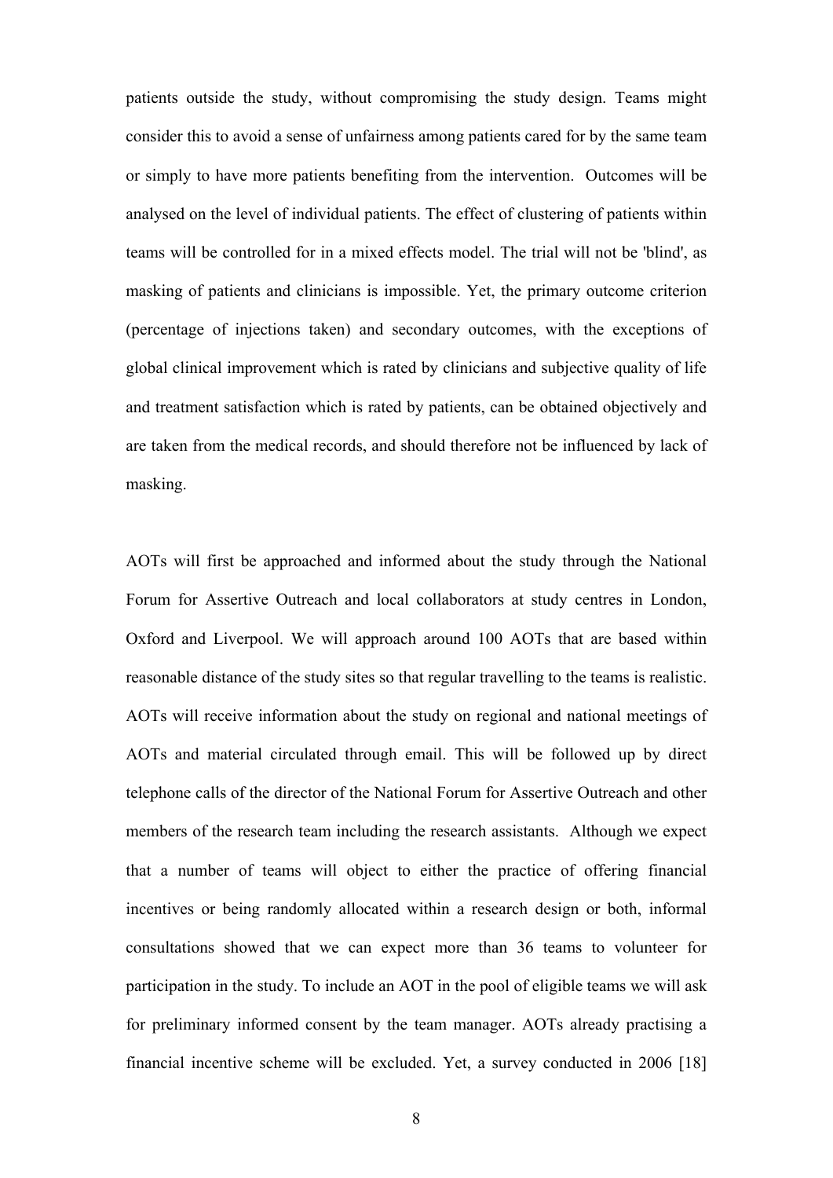patients outside the study, without compromising the study design. Teams might consider this to avoid a sense of unfairness among patients cared for by the same team or simply to have more patients benefiting from the intervention. Outcomes will be analysed on the level of individual patients. The effect of clustering of patients within teams will be controlled for in a mixed effects model. The trial will not be 'blind', as masking of patients and clinicians is impossible. Yet, the primary outcome criterion (percentage of injections taken) and secondary outcomes, with the exceptions of global clinical improvement which is rated by clinicians and subjective quality of life and treatment satisfaction which is rated by patients, can be obtained objectively and are taken from the medical records, and should therefore not be influenced by lack of masking.

AOTs will first be approached and informed about the study through the National Forum for Assertive Outreach and local collaborators at study centres in London, Oxford and Liverpool. We will approach around 100 AOTs that are based within reasonable distance of the study sites so that regular travelling to the teams is realistic. AOTs will receive information about the study on regional and national meetings of AOTs and material circulated through email. This will be followed up by direct telephone calls of the director of the National Forum for Assertive Outreach and other members of the research team including the research assistants. Although we expect that a number of teams will object to either the practice of offering financial incentives or being randomly allocated within a research design or both, informal consultations showed that we can expect more than 36 teams to volunteer for participation in the study. To include an AOT in the pool of eligible teams we will ask for preliminary informed consent by the team manager. AOTs already practising a financial incentive scheme will be excluded. Yet, a survey conducted in 2006 [18]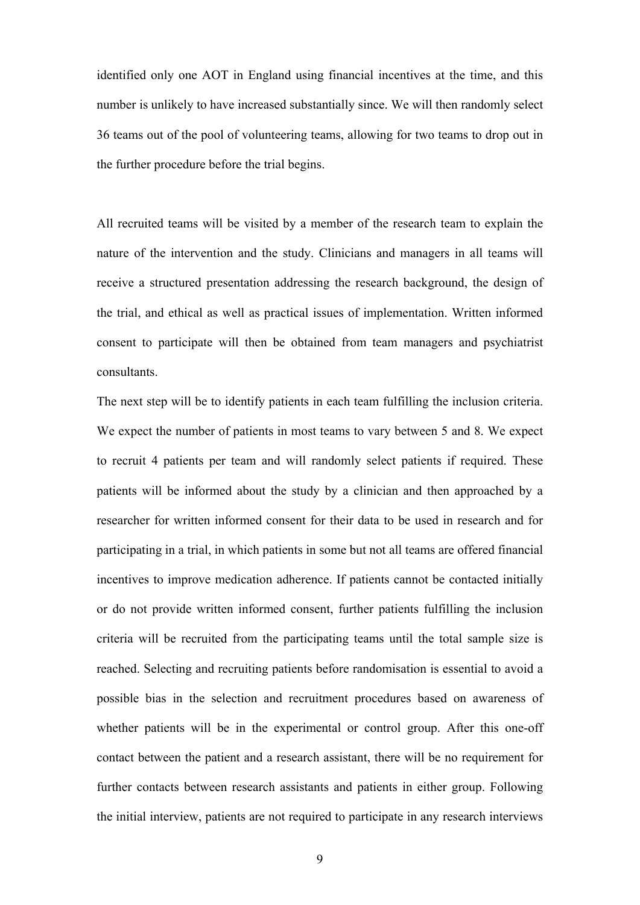identified only one AOT in England using financial incentives at the time, and this number is unlikely to have increased substantially since. We will then randomly select 36 teams out of the pool of volunteering teams, allowing for two teams to drop out in the further procedure before the trial begins.

All recruited teams will be visited by a member of the research team to explain the nature of the intervention and the study. Clinicians and managers in all teams will receive a structured presentation addressing the research background, the design of the trial, and ethical as well as practical issues of implementation. Written informed consent to participate will then be obtained from team managers and psychiatrist consultants.

The next step will be to identify patients in each team fulfilling the inclusion criteria. We expect the number of patients in most teams to vary between 5 and 8. We expect to recruit 4 patients per team and will randomly select patients if required. These patients will be informed about the study by a clinician and then approached by a researcher for written informed consent for their data to be used in research and for participating in a trial, in which patients in some but not all teams are offered financial incentives to improve medication adherence. If patients cannot be contacted initially or do not provide written informed consent, further patients fulfilling the inclusion criteria will be recruited from the participating teams until the total sample size is reached. Selecting and recruiting patients before randomisation is essential to avoid a possible bias in the selection and recruitment procedures based on awareness of whether patients will be in the experimental or control group. After this one-off contact between the patient and a research assistant, there will be no requirement for further contacts between research assistants and patients in either group. Following the initial interview, patients are not required to participate in any research interviews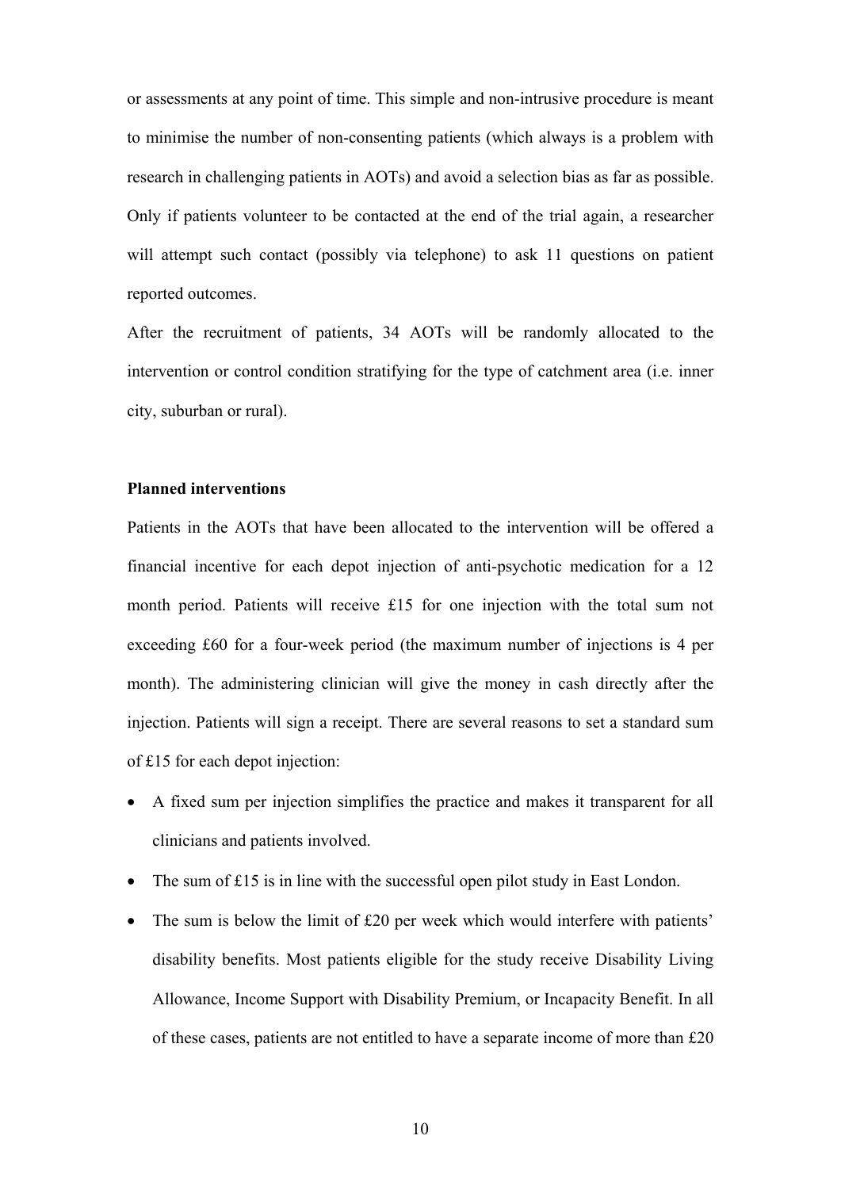or assessments at any point of time. This simple and non-intrusive procedure is meant to minimise the number of non-consenting patients (which always is a problem with research in challenging patients in AOTs) and avoid a selection bias as far as possible. Only if patients volunteer to be contacted at the end of the trial again, a researcher will attempt such contact (possibly via telephone) to ask 11 questions on patient reported outcomes.

After the recruitment of patients, 34 AOTs will be randomly allocated to the intervention or control condition stratifying for the type of catchment area (i.e. inner city, suburban or rural).

**Planned interventions**

Patients in the AOTs that have been allocated to the intervention will be offered a financial incentive for each depot injection of anti-psychotic medication for a 12 month period. Patients will receive £15 for one injection with the total sum not exceeding £60 for a four-week period (the maximum number of injections is 4 per month). The administering clinician will give the money in cash directly after the injection. Patients will sign a receipt. There are several reasons to set a standard sum of £15 for each depot injection:

- A fixed sum per injection simplifies the practice and makes it transparent for all clinicians and patients involved.
- The sum of £15 is in line with the successful open pilot study in East London.
- The sum is below the limit of £20 per week which would interfere with patients' disability benefits. Most patients eligible for the study receive Disability Living Allowance, Income Support with Disability Premium, or Incapacity Benefit. In all of these cases, patients are not entitled to have a separate income of more than £20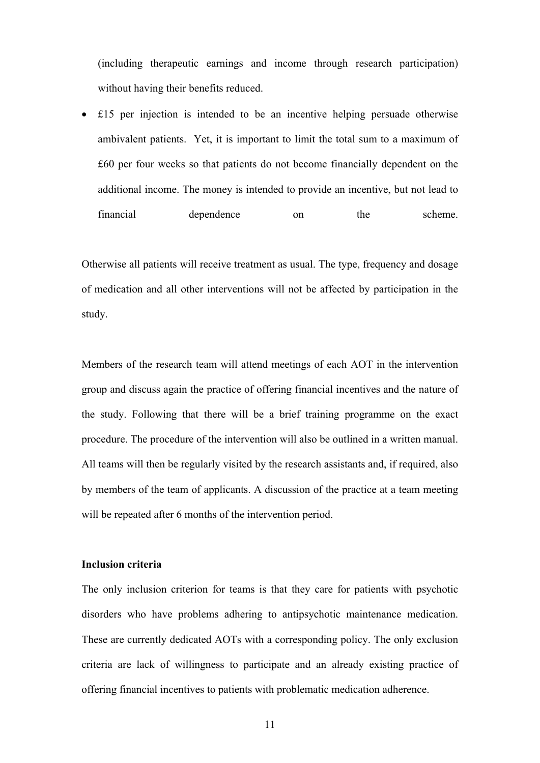(including therapeutic earnings and income through research participation) without having their benefits reduced.

- £15 per injection is intended to be an incentive helping persuade otherwise ambivalent patients. Yet, it is important to limit the total sum to a maximum of £60 per four weeks so that patients do not become financially dependent on the additional income. The money is intended to provide an incentive, but not lead to financial dependence on the scheme.

Otherwise all patients will receive treatment as usual. The type, frequency and dosage of medication and all other interventions will not be affected by participation in the study.

Members of the research team will attend meetings of each AOT in the intervention group and discuss again the practice of offering financial incentives and the nature of the study. Following that there will be a brief training programme on the exact procedure. The procedure of the intervention will also be outlined in a written manual. All teams will then be regularly visited by the research assistants and, if required, also by members of the team of applicants. A discussion of the practice at a team meeting will be repeated after 6 months of the intervention period.

**Inclusion criteria**

The only inclusion criterion for teams is that they care for patients with psychotic disorders who have problems adhering to antipsychotic maintenance medication. These are currently dedicated AOTs with a corresponding policy. The only exclusion criteria are lack of willingness to participate and an already existing practice of offering financial incentives to patients with problematic medication adherence.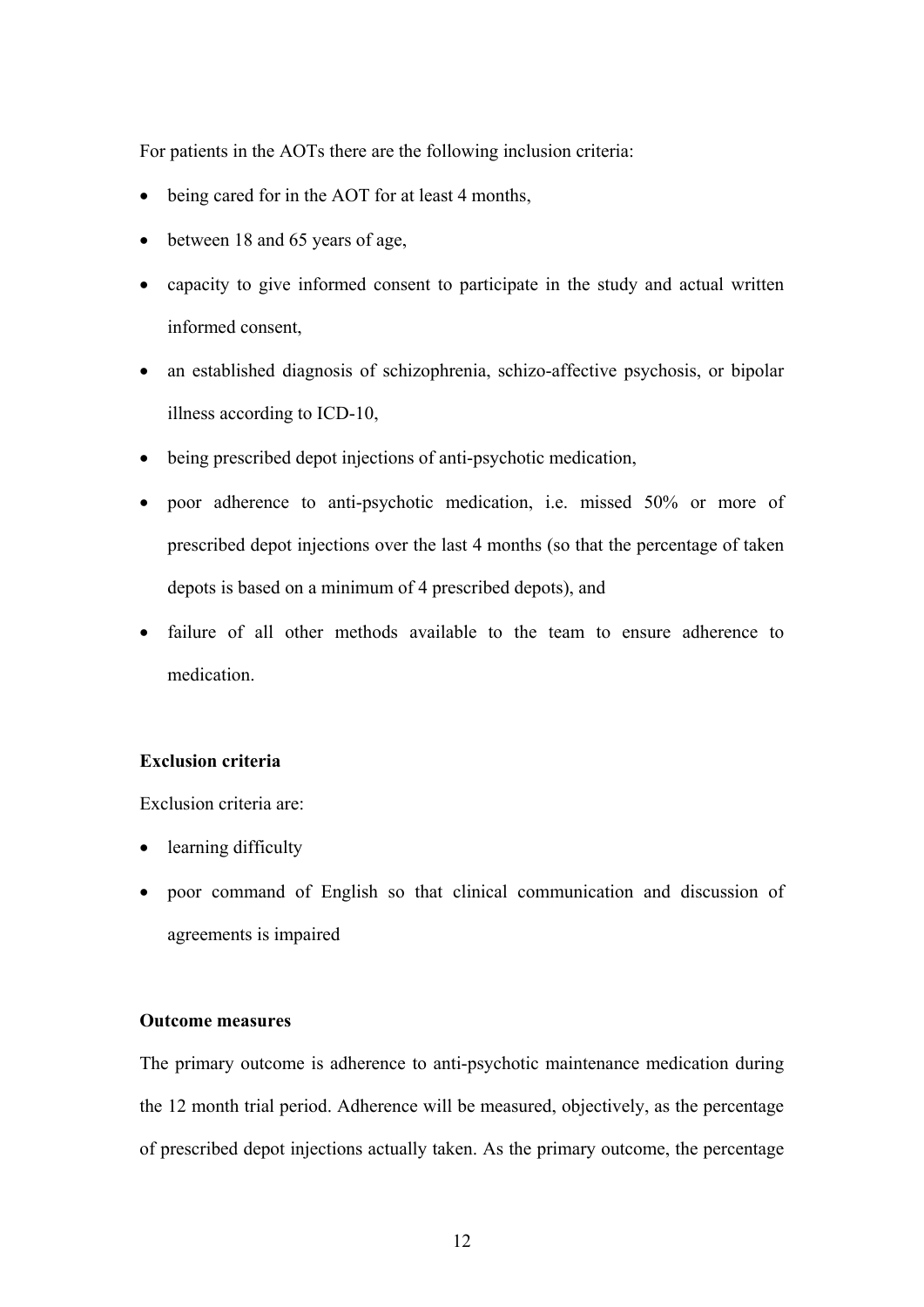For patients in the AOTs there are the following inclusion criteria:

- being cared for in the AOT for at least 4 months,
- between 18 and 65 years of age,
- capacity to give informed consent to participate in the study and actual written informed consent,
- an established diagnosis of schizophrenia, schizo-affective psychosis, or bipolar illness according to ICD-10,
- being prescribed depot injections of anti-psychotic medication,
- poor adherence to anti-psychotic medication, i.e. missed 50% or more of prescribed depot injections over the last 4 months (so that the percentage of taken depots is based on a minimum of 4 prescribed depots), and
- failure of all other methods available to the team to ensure adherence to medication.

**Exclusion criteria**

Exclusion criteria are:

- learning difficulty
- poor command of English so that clinical communication and discussion of agreements is impaired

**Outcome measures**

The primary outcome is adherence to anti-psychotic maintenance medication during the 12 month trial period. Adherence will be measured, objectively, as the percentage of prescribed depot injections actually taken. As the primary outcome, the percentage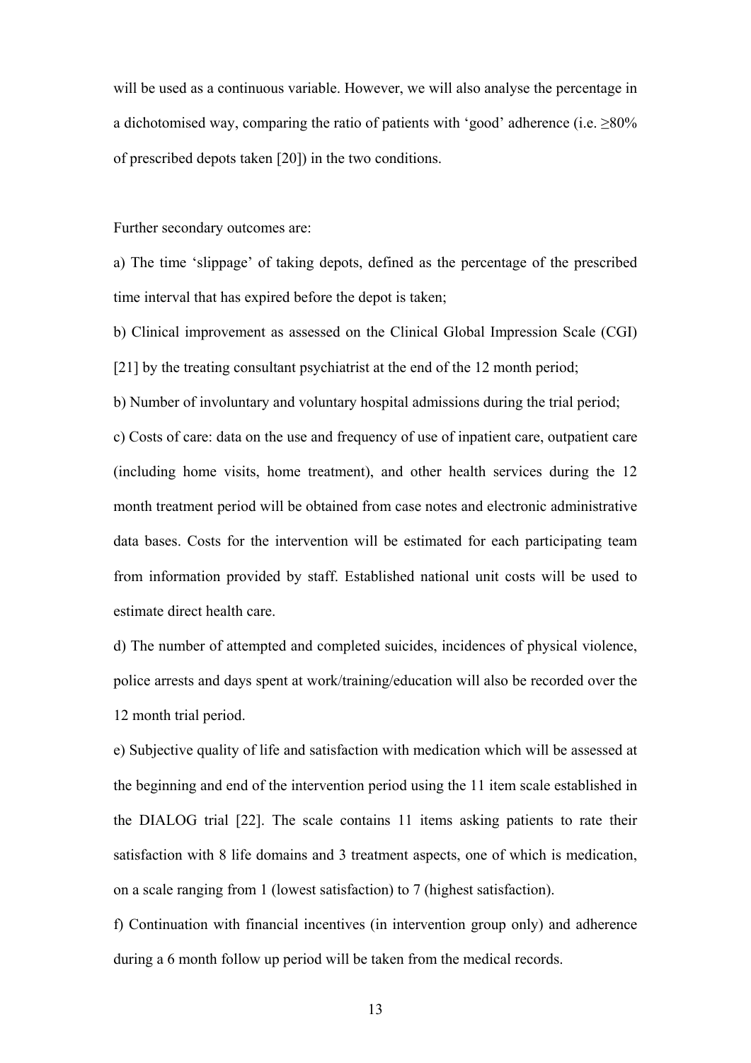will be used as a continuous variable. However, we will also analyse the percentage in a dichotomised way, comparing the ratio of patients with 'good' adherence (i.e. ≥80% of prescribed depots taken [20]) in the two conditions.

Further secondary outcomes are:

a) The time 'slippage' of taking depots, defined as the percentage of the prescribed time interval that has expired before the depot is taken;

b) Clinical improvement as assessed on the Clinical Global Impression Scale (CGI) [21] by the treating consultant psychiatrist at the end of the 12 month period;

b) Number of involuntary and voluntary hospital admissions during the trial period;

c) Costs of care: data on the use and frequency of use of inpatient care, outpatient care (including home visits, home treatment), and other health services during the 12 month treatment period will be obtained from case notes and electronic administrative data bases. Costs for the intervention will be estimated for each participating team from information provided by staff. Established national unit costs will be used to estimate direct health care.

d) The number of attempted and completed suicides, incidences of physical violence, police arrests and days spent at work/training/education will also be recorded over the 12 month trial period.

e) Subjective quality of life and satisfaction with medication which will be assessed at the beginning and end of the intervention period using the 11 item scale established in the DIALOG trial [22]. The scale contains 11 items asking patients to rate their satisfaction with 8 life domains and 3 treatment aspects, one of which is medication, on a scale ranging from 1 (lowest satisfaction) to 7 (highest satisfaction).

f) Continuation with financial incentives (in intervention group only) and adherence during a 6 month follow up period will be taken from the medical records.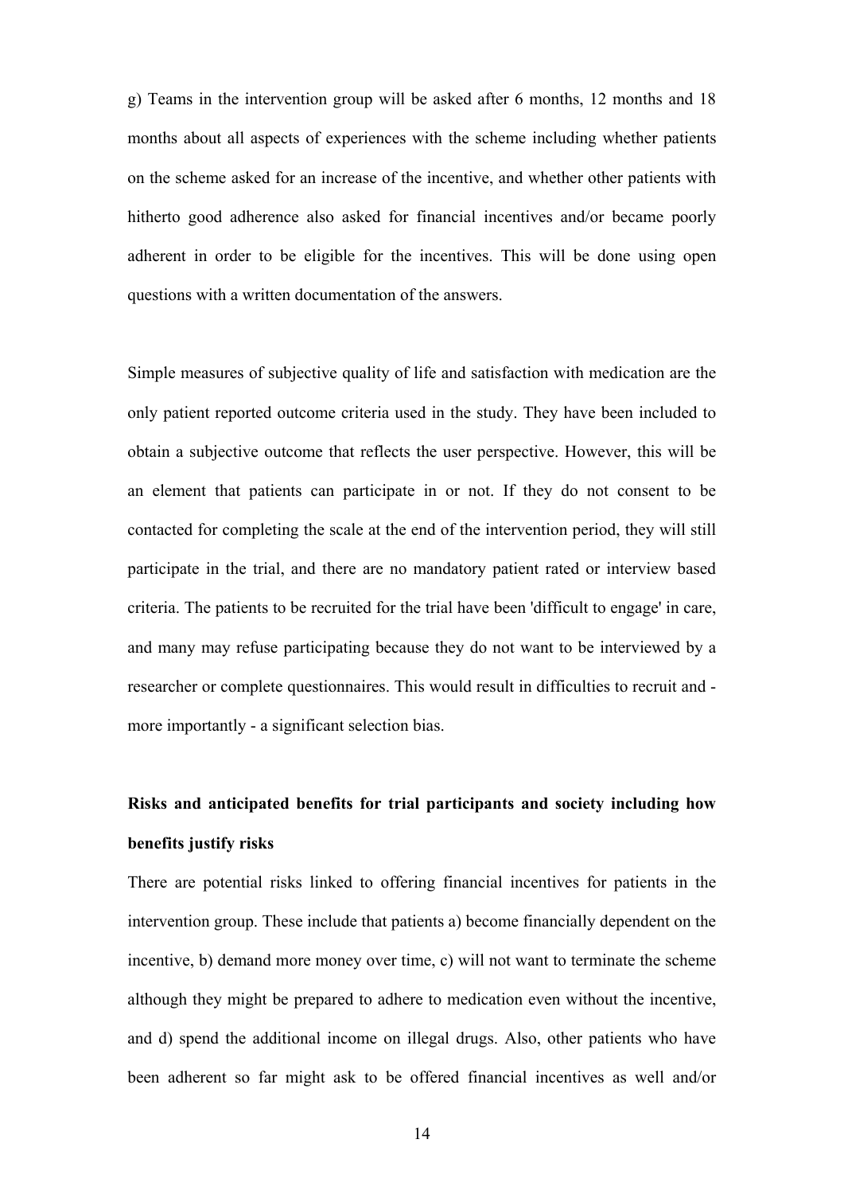g) Teams in the intervention group will be asked after 6 months, 12 months and 18 months about all aspects of experiences with the scheme including whether patients on the scheme asked for an increase of the incentive, and whether other patients with hitherto good adherence also asked for financial incentives and/or became poorly adherent in order to be eligible for the incentives. This will be done using open questions with a written documentation of the answers.

Simple measures of subjective quality of life and satisfaction with medication are the only patient reported outcome criteria used in the study. They have been included to obtain a subjective outcome that reflects the user perspective. However, this will be an element that patients can participate in or not. If they do not consent to be contacted for completing the scale at the end of the intervention period, they will still participate in the trial, and there are no mandatory patient rated or interview based criteria. The patients to be recruited for the trial have been 'difficult to engage' in care, and many may refuse participating because they do not want to be interviewed by a researcher or complete questionnaires. This would result in difficulties to recruit and - more importantly - a significant selection bias.

**Risks and anticipated benefits for trial participants and society including how benefits justify risks**

There are potential risks linked to offering financial incentives for patients in the intervention group. These include that patients a) become financially dependent on the incentive, b) demand more money over time, c) will not want to terminate the scheme although they might be prepared to adhere to medication even without the incentive, and d) spend the additional income on illegal drugs. Also, other patients who have been adherent so far might ask to be offered financial incentives as well and/or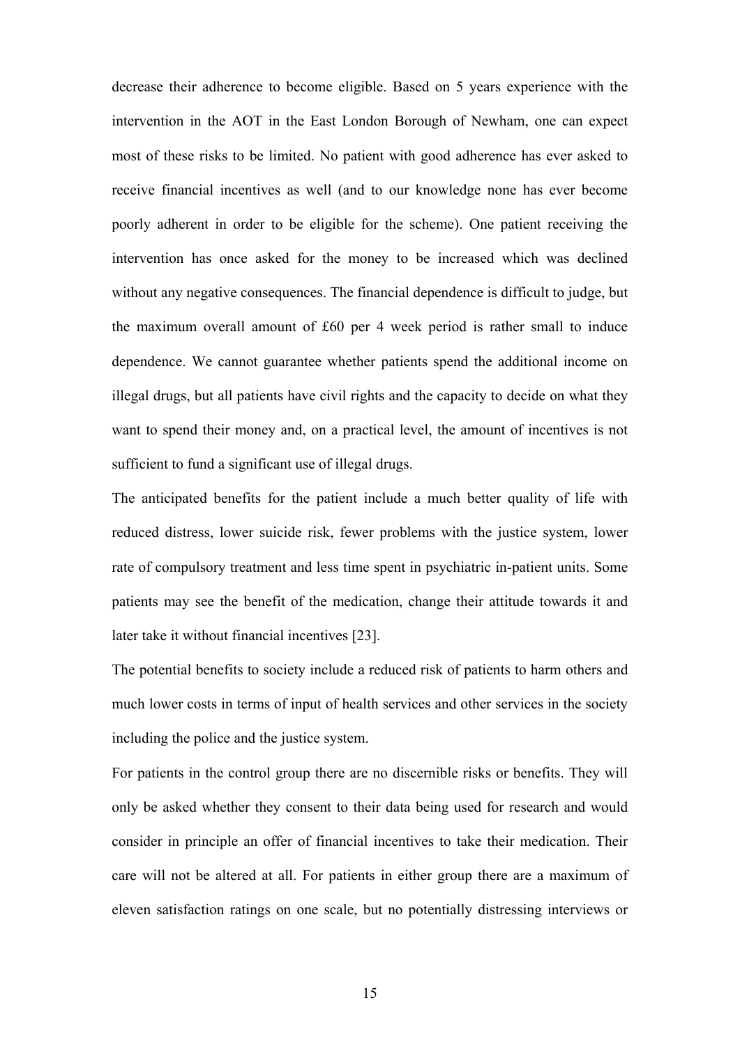decrease their adherence to become eligible. Based on 5 years experience with the intervention in the AOT in the East London Borough of Newham, one can expect most of these risks to be limited. No patient with good adherence has ever asked to receive financial incentives as well (and to our knowledge none has ever become poorly adherent in order to be eligible for the scheme). One patient receiving the intervention has once asked for the money to be increased which was declined without any negative consequences. The financial dependence is difficult to judge, but the maximum overall amount of £60 per 4 week period is rather small to induce dependence. We cannot guarantee whether patients spend the additional income on illegal drugs, but all patients have civil rights and the capacity to decide on what they want to spend their money and, on a practical level, the amount of incentives is not sufficient to fund a significant use of illegal drugs.

The anticipated benefits for the patient include a much better quality of life with reduced distress, lower suicide risk, fewer problems with the justice system, lower rate of compulsory treatment and less time spent in psychiatric in-patient units. Some patients may see the benefit of the medication, change their attitude towards it and later take it without financial incentives [23].

The potential benefits to society include a reduced risk of patients to harm others and much lower costs in terms of input of health services and other services in the society including the police and the justice system.

For patients in the control group there are no discernible risks or benefits. They will only be asked whether they consent to their data being used for research and would consider in principle an offer of financial incentives to take their medication. Their care will not be altered at all. For patients in either group there are a maximum of eleven satisfaction ratings on one scale, but no potentially distressing interviews or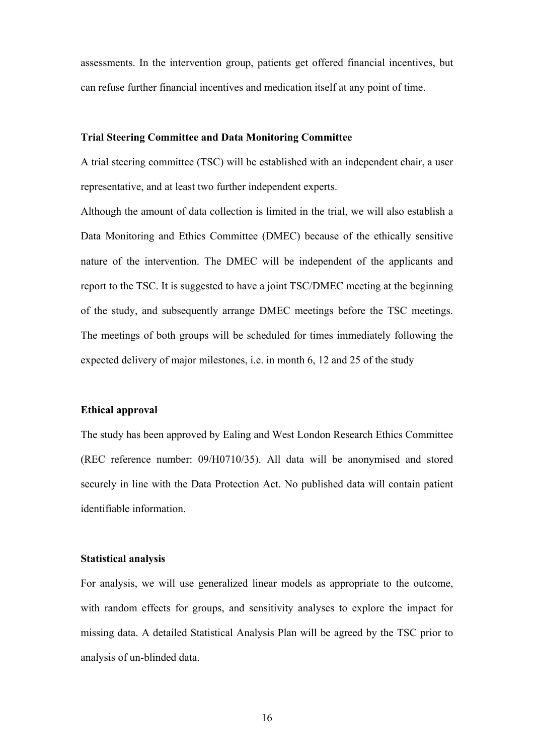assessments. In the intervention group, patients get offered financial incentives, but can refuse further financial incentives and medication itself at any point of time.

**Trial Steering Committee and Data Monitoring Committee**

A trial steering committee (TSC) will be established with an independent chair, a user representative, and at least two further independent experts.

Although the amount of data collection is limited in the trial, we will also establish a Data Monitoring and Ethics Committee (DMEC) because of the ethically sensitive nature of the intervention. The DMEC will be independent of the applicants and report to the TSC. It is suggested to have a joint TSC/DMEC meeting at the beginning of the study, and subsequently arrange DMEC meetings before the TSC meetings. The meetings of both groups will be scheduled for times immediately following the expected delivery of major milestones, i.e. in month 6, 12 and 25 of the study

**Ethical approval**

The study has been approved by Ealing and West London Research Ethics Committee (REC reference number: 09/H0710/35). All data will be anonymised and stored securely in line with the Data Protection Act. No published data will contain patient identifiable information.

**Statistical analysis**

For analysis, we will use generalized linear models as appropriate to the outcome, with random effects for groups, and sensitivity analyses to explore the impact for missing data. A detailed Statistical Analysis Plan will be agreed by the TSC prior to analysis of un-blinded data.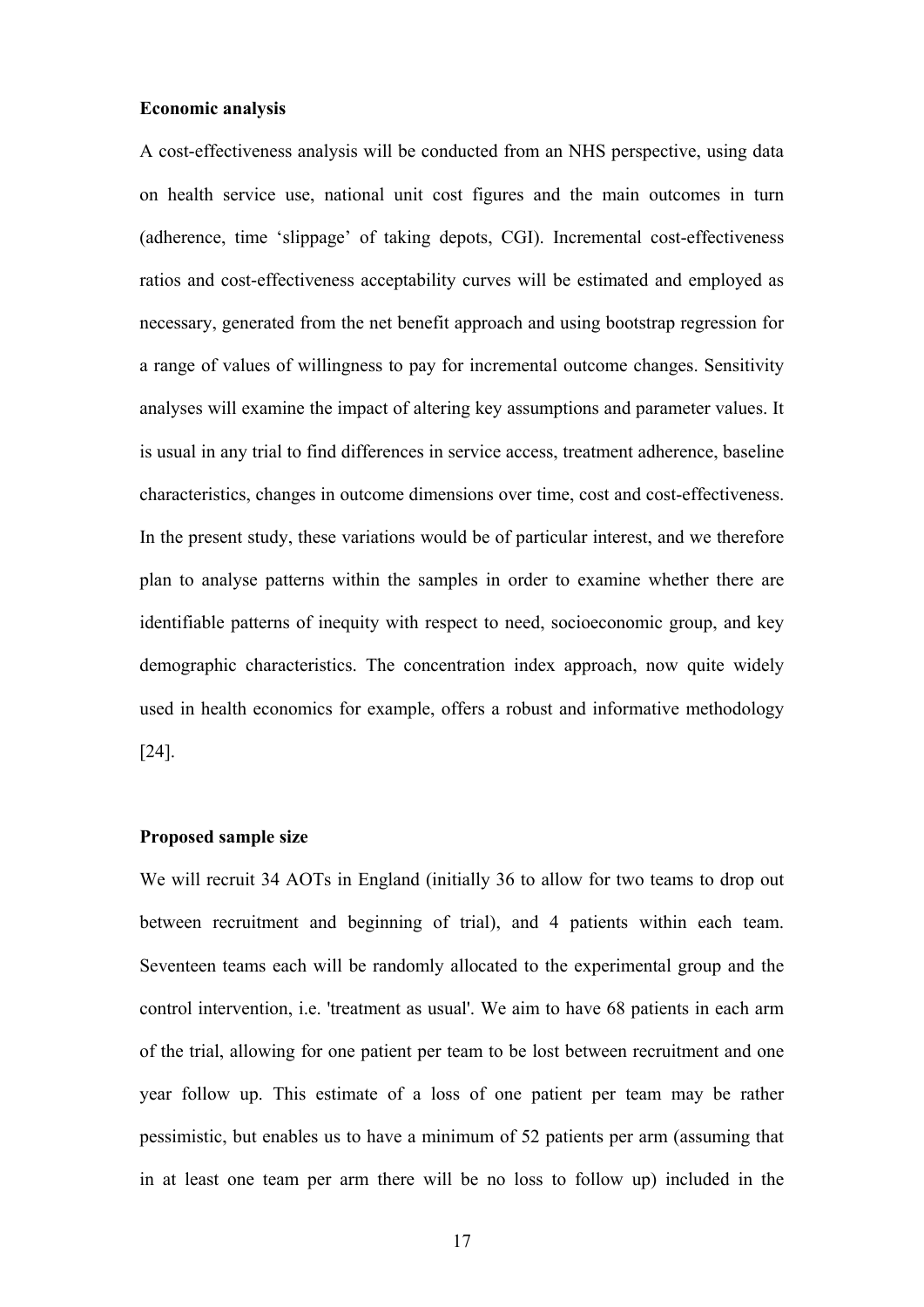**Economic analysis**

A cost-effectiveness analysis will be conducted from an NHS perspective, using data on health service use, national unit cost figures and the main outcomes in turn (adherence, time 'slippage' of taking depots, CGI). Incremental cost-effectiveness ratios and cost-effectiveness acceptability curves will be estimated and employed as necessary, generated from the net benefit approach and using bootstrap regression for a range of values of willingness to pay for incremental outcome changes. Sensitivity analyses will examine the impact of altering key assumptions and parameter values. It is usual in any trial to find differences in service access, treatment adherence, baseline characteristics, changes in outcome dimensions over time, cost and cost-effectiveness. In the present study, these variations would be of particular interest, and we therefore plan to analyse patterns within the samples in order to examine whether there are identifiable patterns of inequity with respect to need, socioeconomic group, and key demographic characteristics. The concentration index approach, now quite widely used in health economics for example, offers a robust and informative methodology [24].

**Proposed sample size**

We will recruit 34 AOTs in England (initially 36 to allow for two teams to drop out between recruitment and beginning of trial), and 4 patients within each team. Seventeen teams each will be randomly allocated to the experimental group and the control intervention, i.e. 'treatment as usual'. We aim to have 68 patients in each arm of the trial, allowing for one patient per team to be lost between recruitment and one year follow up. This estimate of a loss of one patient per team may be rather pessimistic, but enables us to have a minimum of 52 patients per arm (assuming that in at least one team per arm there will be no loss to follow up) included in the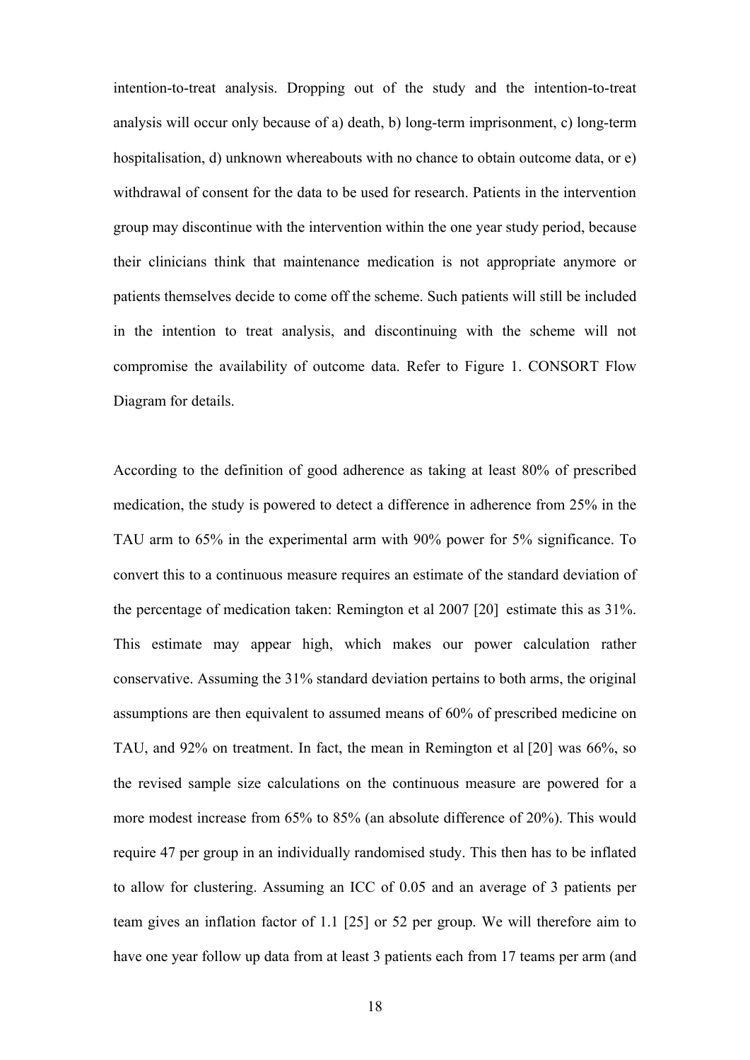intention-to-treat analysis. Dropping out of the study and the intention-to-treat analysis will occur only because of a) death, b) long-term imprisonment, c) long-term hospitalisation, d) unknown whereabouts with no chance to obtain outcome data, or e) withdrawal of consent for the data to be used for research. Patients in the intervention group may discontinue with the intervention within the one year study period, because their clinicians think that maintenance medication is not appropriate anymore or patients themselves decide to come off the scheme. Such patients will still be included in the intention to treat analysis, and discontinuing with the scheme will not compromise the availability of outcome data. Refer to Figure 1. CONSORT Flow Diagram for details.

According to the definition of good adherence as taking at least 80% of prescribed medication, the study is powered to detect a difference in adherence from 25% in the TAU arm to 65% in the experimental arm with 90% power for 5% significance. To convert this to a continuous measure requires an estimate of the standard deviation of the percentage of medication taken: Remington et al 2007 [20] estimate this as 31%. This estimate may appear high, which makes our power calculation rather conservative. Assuming the 31% standard deviation pertains to both arms, the original assumptions are then equivalent to assumed means of 60% of prescribed medicine on TAU, and 92% on treatment. In fact, the mean in Remington et al [20] was 66%, so the revised sample size calculations on the continuous measure are powered for a more modest increase from 65% to 85% (an absolute difference of 20%). This would require 47 per group in an individually randomised study. This then has to be inflated to allow for clustering. Assuming an ICC of 0.05 and an average of 3 patients per team gives an inflation factor of 1.1 [25] or 52 per group. We will therefore aim to have one year follow up data from at least 3 patients each from 17 teams per arm (and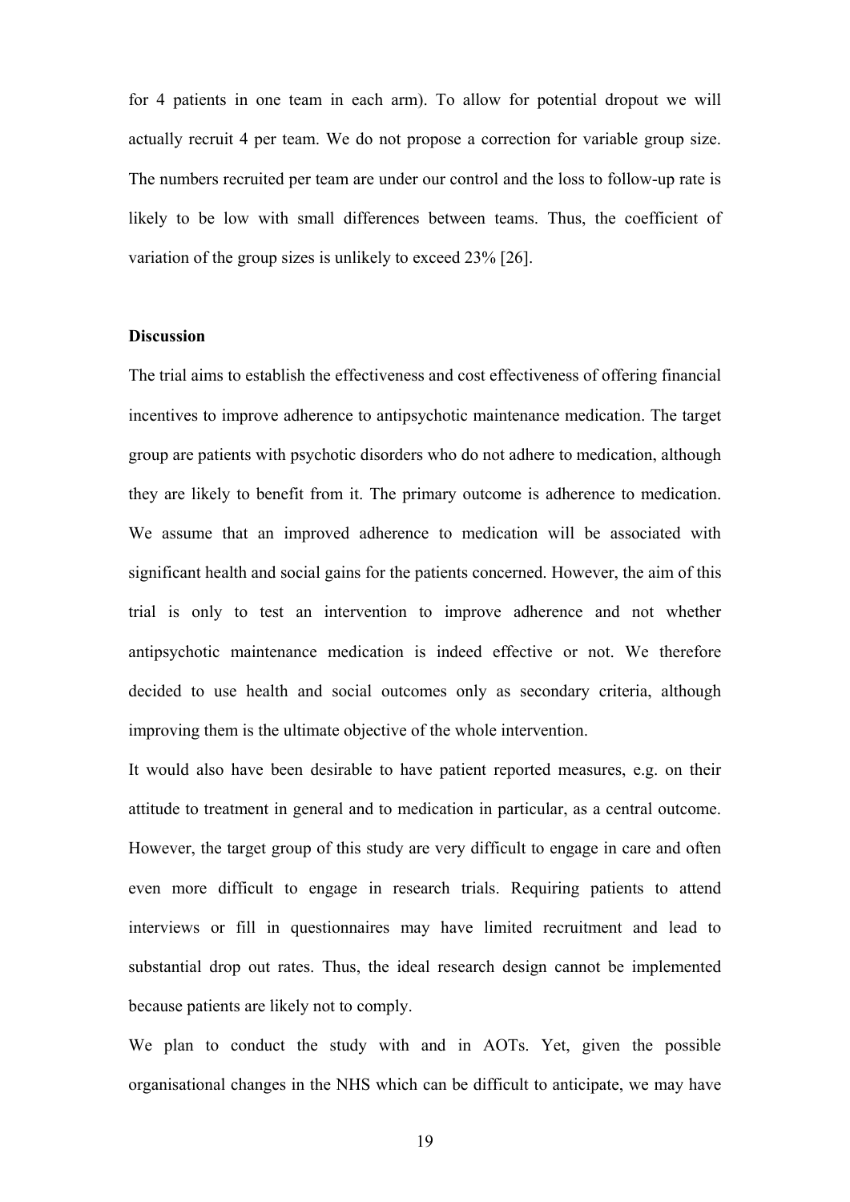for 4 patients in one team in each arm). To allow for potential dropout we will actually recruit 4 per team. We do not propose a correction for variable group size. The numbers recruited per team are under our control and the loss to follow-up rate is likely to be low with small differences between teams. Thus, the coefficient of variation of the group sizes is unlikely to exceed 23% [26].

**Discussion**

The trial aims to establish the effectiveness and cost effectiveness of offering financial incentives to improve adherence to antipsychotic maintenance medication. The target group are patients with psychotic disorders who do not adhere to medication, although they are likely to benefit from it. The primary outcome is adherence to medication. We assume that an improved adherence to medication will be associated with significant health and social gains for the patients concerned. However, the aim of this trial is only to test an intervention to improve adherence and not whether antipsychotic maintenance medication is indeed effective or not. We therefore decided to use health and social outcomes only as secondary criteria, although improving them is the ultimate objective of the whole intervention.

It would also have been desirable to have patient reported measures, e.g. on their attitude to treatment in general and to medication in particular, as a central outcome. However, the target group of this study are very difficult to engage in care and often even more difficult to engage in research trials. Requiring patients to attend interviews or fill in questionnaires may have limited recruitment and lead to substantial drop out rates. Thus, the ideal research design cannot be implemented because patients are likely not to comply.

We plan to conduct the study with and in AOTs. Yet, given the possible organisational changes in the NHS which can be difficult to anticipate, we may have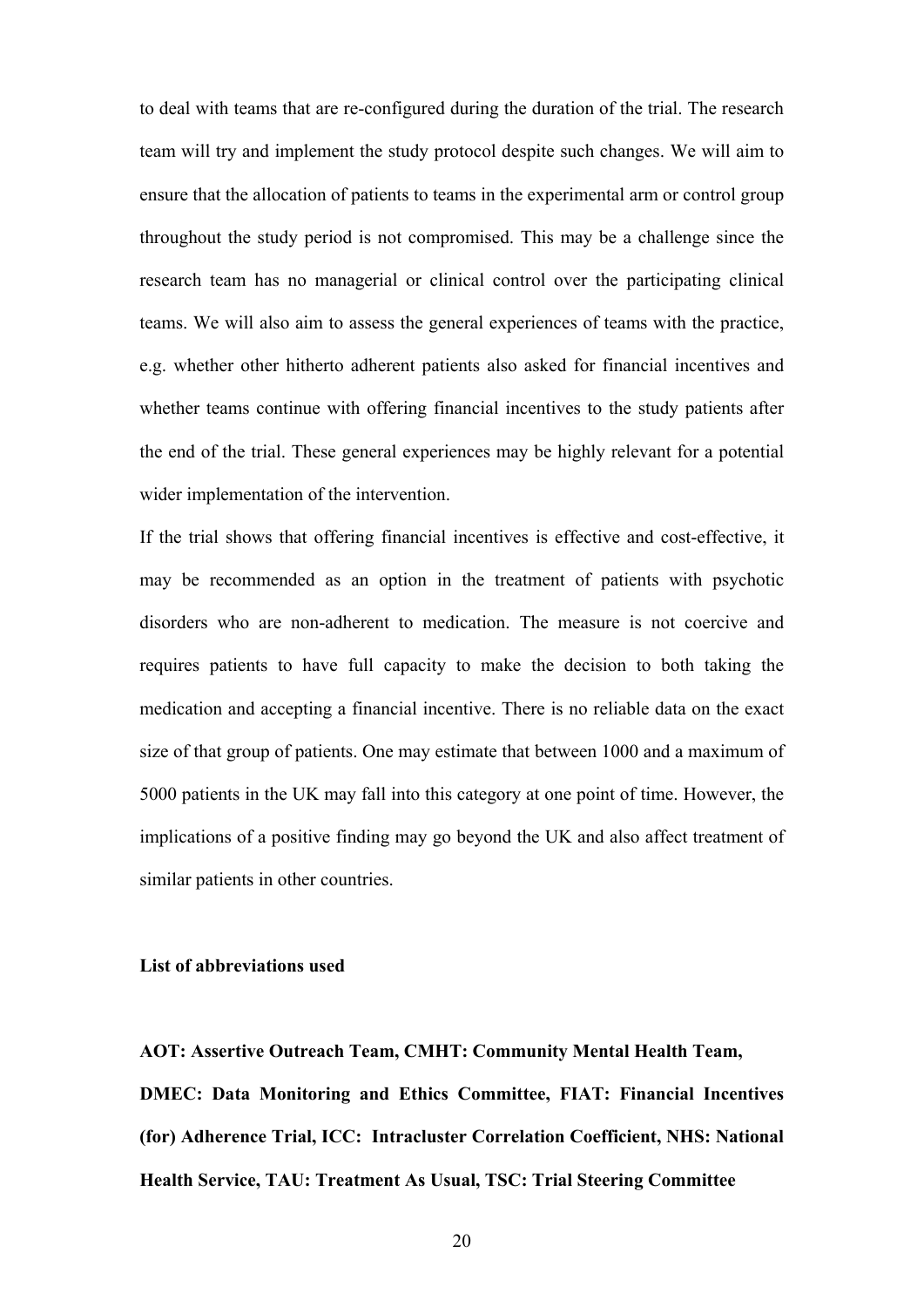to deal with teams that are re-configured during the duration of the trial. The research team will try and implement the study protocol despite such changes. We will aim to ensure that the allocation of patients to teams in the experimental arm or control group throughout the study period is not compromised. This may be a challenge since the research team has no managerial or clinical control over the participating clinical teams. We will also aim to assess the general experiences of teams with the practice, e.g. whether other hitherto adherent patients also asked for financial incentives and whether teams continue with offering financial incentives to the study patients after the end of the trial. These general experiences may be highly relevant for a potential wider implementation of the intervention.

If the trial shows that offering financial incentives is effective and cost-effective, it may be recommended as an option in the treatment of patients with psychotic disorders who are non-adherent to medication. The measure is not coercive and requires patients to have full capacity to make the decision to both taking the medication and accepting a financial incentive. There is no reliable data on the exact size of that group of patients. One may estimate that between 1000 and a maximum of 5000 patients in the UK may fall into this category at one point of time. However, the implications of a positive finding may go beyond the UK and also affect treatment of similar patients in other countries.

**List of abbreviations used**

**AOT: Assertive Outreach Team, CMHT: Community Mental Health Team, DMEC: Data Monitoring and Ethics Committee, FIAT: Financial Incentives (for) Adherence Trial, ICC: Intracluster Correlation Coefficient, NHS: National Health Service, TAU: Treatment As Usual, TSC: Trial Steering Committee**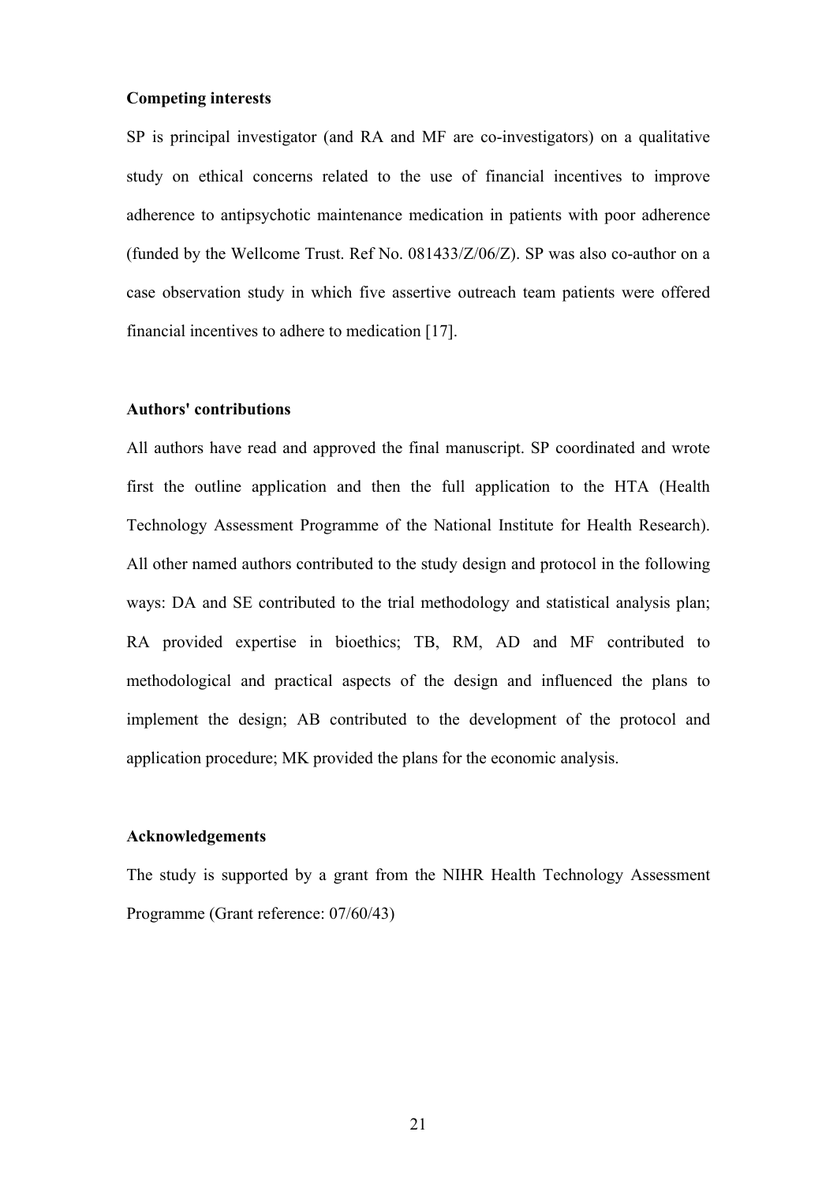### Competing interests

SP is principal investigator (and RA and MF are co-investigators) on a qualitative study on ethical concerns related to the use of financial incentives to improve adherence to antipsychotic maintenance medication in patients with poor adherence (funded by the Wellcome Trust. Ref No. 081433/Z/06/Z). SP was also co-author on a case observation study in which five assertive outreach team patients were offered financial incentives to adhere to medication [17].

### Authors' contributions

All authors have read and approved the final manuscript. SP coordinated and wrote first the outline application and then the full application to the HTA (Health Technology Assessment Programme of the National Institute for Health Research). All other named authors contributed to the study design and protocol in the following ways: DA and SE contributed to the trial methodology and statistical analysis plan; RA provided expertise in bioethics; TB, RM, AD and MF contributed to methodological and practical aspects of the design and influenced the plans to implement the design; AB contributed to the development of the protocol and application procedure; MK provided the plans for the economic analysis.

### Acknowledgements

The study is supported by a grant from the NIHR Health Technology Assessment Programme (Grant reference: 07/60/43)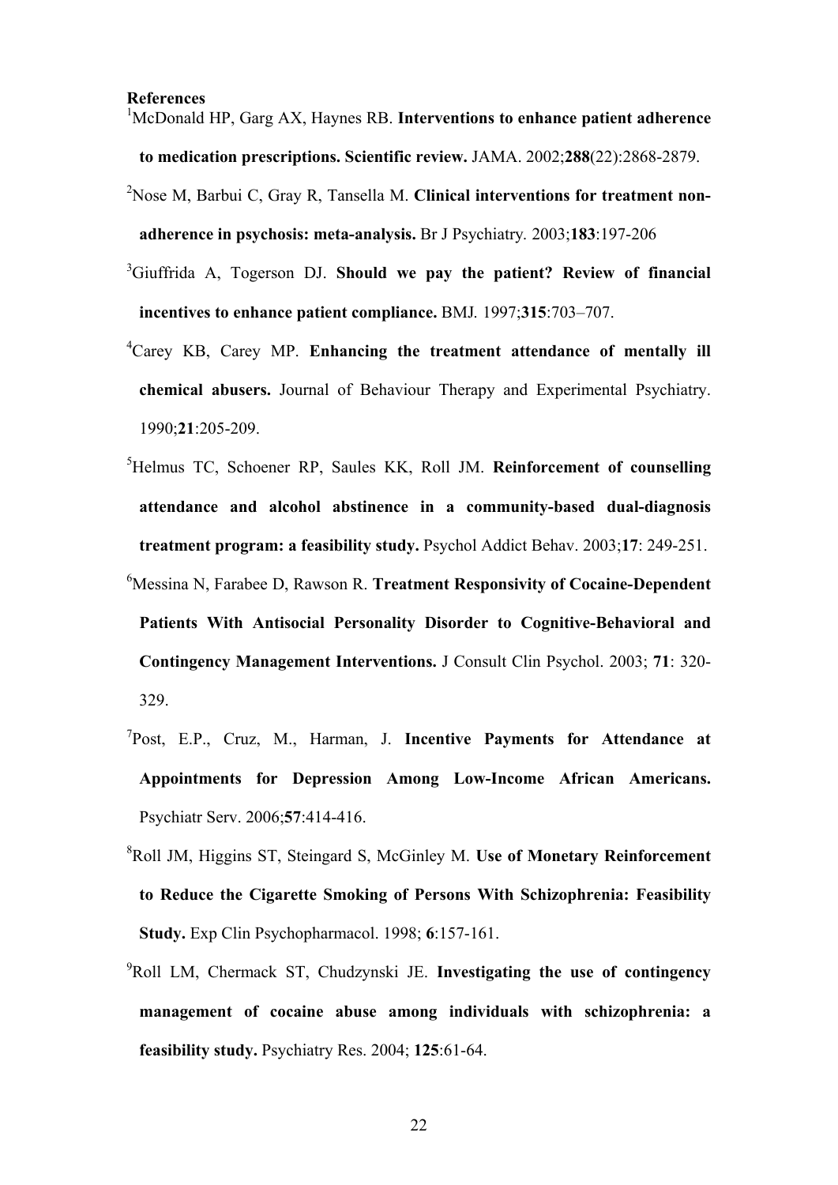**References**

[1]McDonald HP, Garg AX, Haynes RB. **Interventions to enhance patient adherence to medication prescriptions. Scientific review.** JAMA. 2002;**288**(22):2868-2879.

[2]Nose M, Barbui C, Gray R, Tansella M. **Clinical interventions for treatment non-adherence in psychosis: meta-analysis.** Br J Psychiatry. 2003;**183**:197-206

[3]Giuffrida A, Togerson DJ. **Should we pay the patient? Review of financial incentives to enhance patient compliance.** BMJ. 1997;**315**:703–707.

[4]Carey KB, Carey MP. **Enhancing the treatment attendance of mentally ill chemical abusers.** Journal of Behaviour Therapy and Experimental Psychiatry. 1990;**21**:205-209.

[5]Helmus TC, Schoener RP, Saules KK, Roll JM. **Reinforcement of counselling attendance and alcohol abstinence in a community-based dual-diagnosis treatment program: a feasibility study.** Psychol Addict Behav. 2003;**17**: 249-251.

[6]Messina N, Farabee D, Rawson R. **Treatment Responsivity of Cocaine-Dependent Patients With Antisocial Personality Disorder to Cognitive-Behavioral and Contingency Management Interventions.** J Consult Clin Psychol. 2003; **71**: 320-329.

[7]Post, E.P., Cruz, M., Harman, J. **Incentive Payments for Attendance at Appointments for Depression Among Low-Income African Americans.** Psychiatr Serv. 2006;**57**:414-416.

[8]Roll JM, Higgins ST, Steingard S, McGinley M. **Use of Monetary Reinforcement to Reduce the Cigarette Smoking of Persons With Schizophrenia: Feasibility Study.** Exp Clin Psychopharmacol. 1998; **6**:157-161.

[9]Roll LM, Chermack ST, Chudzynski JE. **Investigating the use of contingency management of cocaine abuse among individuals with schizophrenia: a feasibility study.** Psychiatry Res. 2004; **125**:61-64.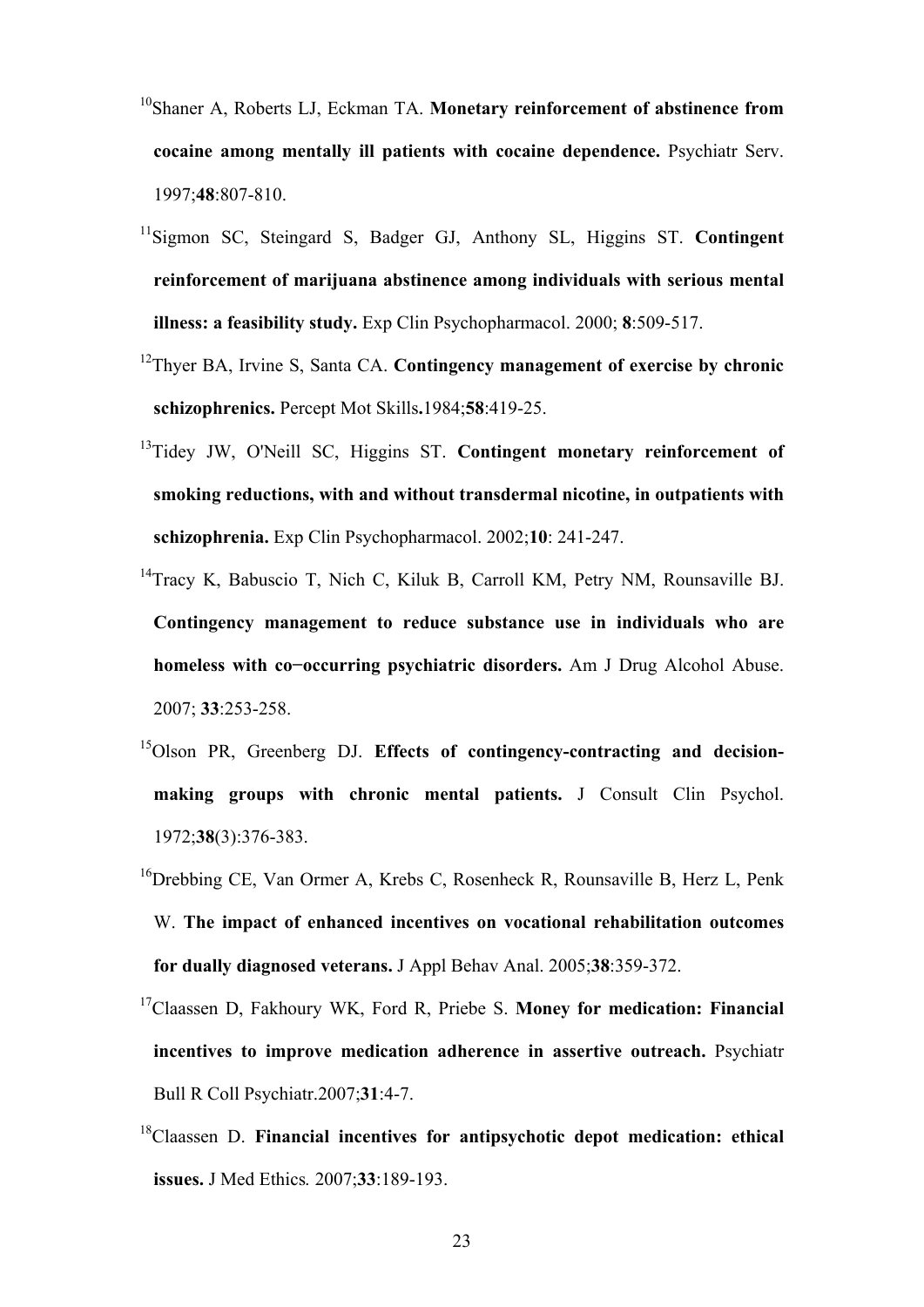[10]Shaner A, Roberts LJ, Eckman TA. **Monetary reinforcement of abstinence from cocaine among mentally ill patients with cocaine dependence.** Psychiatr Serv. 1997;**48**:807-810.

[11]Sigmon SC, Steingard S, Badger GJ, Anthony SL, Higgins ST. **Contingent reinforcement of marijuana abstinence among individuals with serious mental illness: a feasibility study.** Exp Clin Psychopharmacol. 2000; **8**:509-517.

[12]Thyer BA, Irvine S, Santa CA. **Contingency management of exercise by chronic schizophrenics.** Percept Mot Skills**.**1984;**58**:419-25.

[13]Tidey JW, O'Neill SC, Higgins ST. **Contingent monetary reinforcement of smoking reductions, with and without transdermal nicotine, in outpatients with schizophrenia.** Exp Clin Psychopharmacol. 2002;**10**: 241-247.

[14]Tracy K, Babuscio T, Nich C, Kiluk B, Carroll KM, Petry NM, Rounsaville BJ. **Contingency management to reduce substance use in individuals who are homeless with co−occurring psychiatric disorders.** Am J Drug Alcohol Abuse. 2007; **33**:253-258.

[15]Olson PR, Greenberg DJ. **Effects of contingency-contracting and decision-making groups with chronic mental patients.** J Consult Clin Psychol. 1972;**38**(3):376-383.

[16]Drebbing CE, Van Ormer A, Krebs C, Rosenheck R, Rounsaville B, Herz L, Penk W. **The impact of enhanced incentives on vocational rehabilitation outcomes for dually diagnosed veterans.** J Appl Behav Anal. 2005;**38**:359-372.

[17]Claassen D, Fakhoury WK, Ford R, Priebe S. **Money for medication: Financial incentives to improve medication adherence in assertive outreach.** Psychiatr Bull R Coll Psychiatr.2007;**31**:4-7.

[18]Claassen D. **Financial incentives for antipsychotic depot medication: ethical issues.** J Med Ethics*.* 2007;**33**:189-193.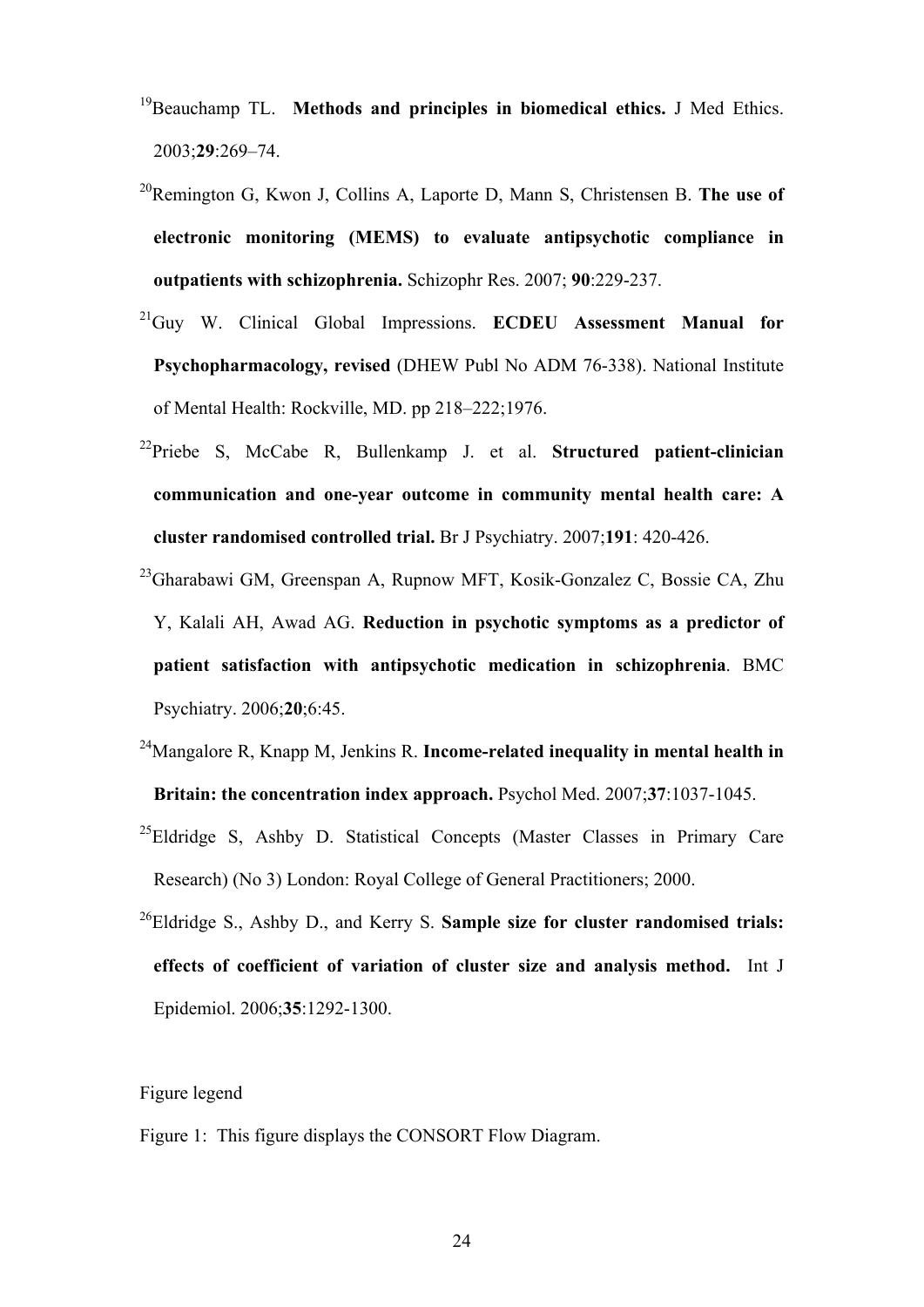[19]Beauchamp TL. **Methods and principles in biomedical ethics.** J Med Ethics. 2003;**29**:269–74.

[20]Remington G, Kwon J, Collins A, Laporte D, Mann S, Christensen B. **The use of electronic monitoring (MEMS) to evaluate antipsychotic compliance in outpatients with schizophrenia.** Schizophr Res. 2007; **90**:229-237.

[21]Guy W. Clinical Global Impressions. **ECDEU Assessment Manual for Psychopharmacology, revised** (DHEW Publ No ADM 76-338). National Institute of Mental Health: Rockville, MD. pp 218–222;1976.

[22]Priebe S, McCabe R, Bullenkamp J. et al. **Structured patient-clinician communication and one-year outcome in community mental health care: A cluster randomised controlled trial.** Br J Psychiatry. 2007;**191**: 420-426.

[23]Gharabawi GM, Greenspan A, Rupnow MFT, Kosik-Gonzalez C, Bossie CA, Zhu Y, Kalali AH, Awad AG. **Reduction in psychotic symptoms as a predictor of patient satisfaction with antipsychotic medication in schizophrenia**. BMC Psychiatry. 2006;**20**;6:45.

[24]Mangalore R, Knapp M, Jenkins R. **Income-related inequality in mental health in Britain: the concentration index approach.** Psychol Med. 2007;**37**:1037-1045.

[25]Eldridge S, Ashby D. Statistical Concepts (Master Classes in Primary Care Research) (No 3) London: Royal College of General Practitioners; 2000.

[26]Eldridge S., Ashby D., and Kerry S. **Sample size for cluster randomised trials: effects of coefficient of variation of cluster size and analysis method.** Int J Epidemiol. 2006;**35**:1292-1300.

Figure legend

Figure 1: This figure displays the CONSORT Flow Diagram.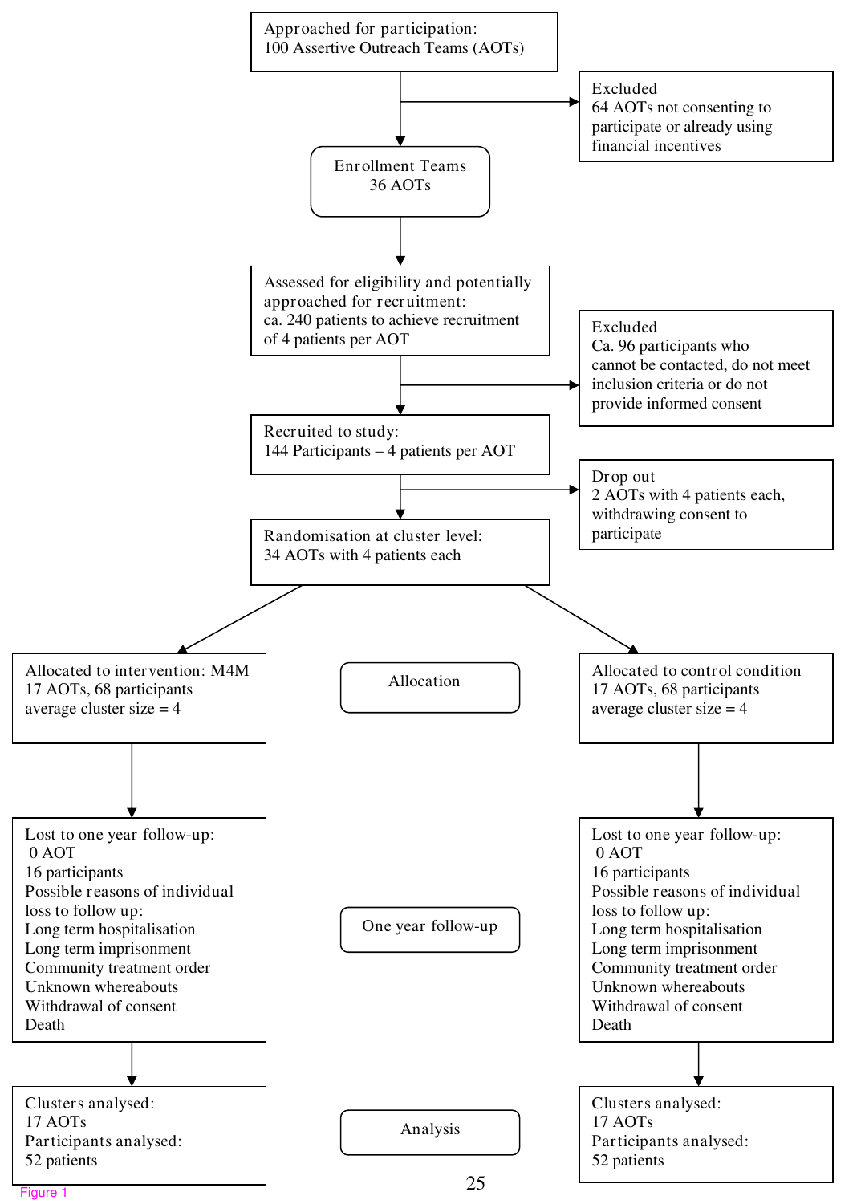Approached for participation:
100 Assertive Outreach Teams (AOTs)

Excluded
64 AOTs not consenting to participate or already using financial incentives

Enrollment Teams
36 AOTs

Assessed for eligibility and potentially approached for recruitment:
ca. 240 patients to achieve recruitment of 4 patients per AOT

Excluded
Ca. 96 participants who cannot be contacted, do not meet inclusion criteria or do not provide informed consent

Recruited to study:
144 Participants – 4 patients per AOT

Drop out
2 AOTs with 4 patients each, withdrawing consent to participate

Randomisation at cluster level:
34 AOTs with 4 patients each

Allocated to intervention: M4M
17 AOTs, 68 participants
average cluster size = 4

Allocation

Allocated to control condition
17 AOTs, 68 participants
average cluster size = 4

Lost to one year follow-up:
0 AOT
16 participants
Possible reasons of individual loss to follow up:
Long term hospitalisation
Long term imprisonment
Community treatment order
Unknown whereabouts
Withdrawal of consent
Death

One year follow-up

Lost to one year follow-up:
0 AOT
16 participants
Possible reasons of individual loss to follow up:
Long term hospitalisation
Long term imprisonment
Community treatment order
Unknown whereabouts
Withdrawal of consent
Death

Clusters analysed:
17 AOTs
Participants analysed:
52 patients

Analysis

Clusters analysed:
17 AOTs
Participants analysed:
52 patients

Figure 1